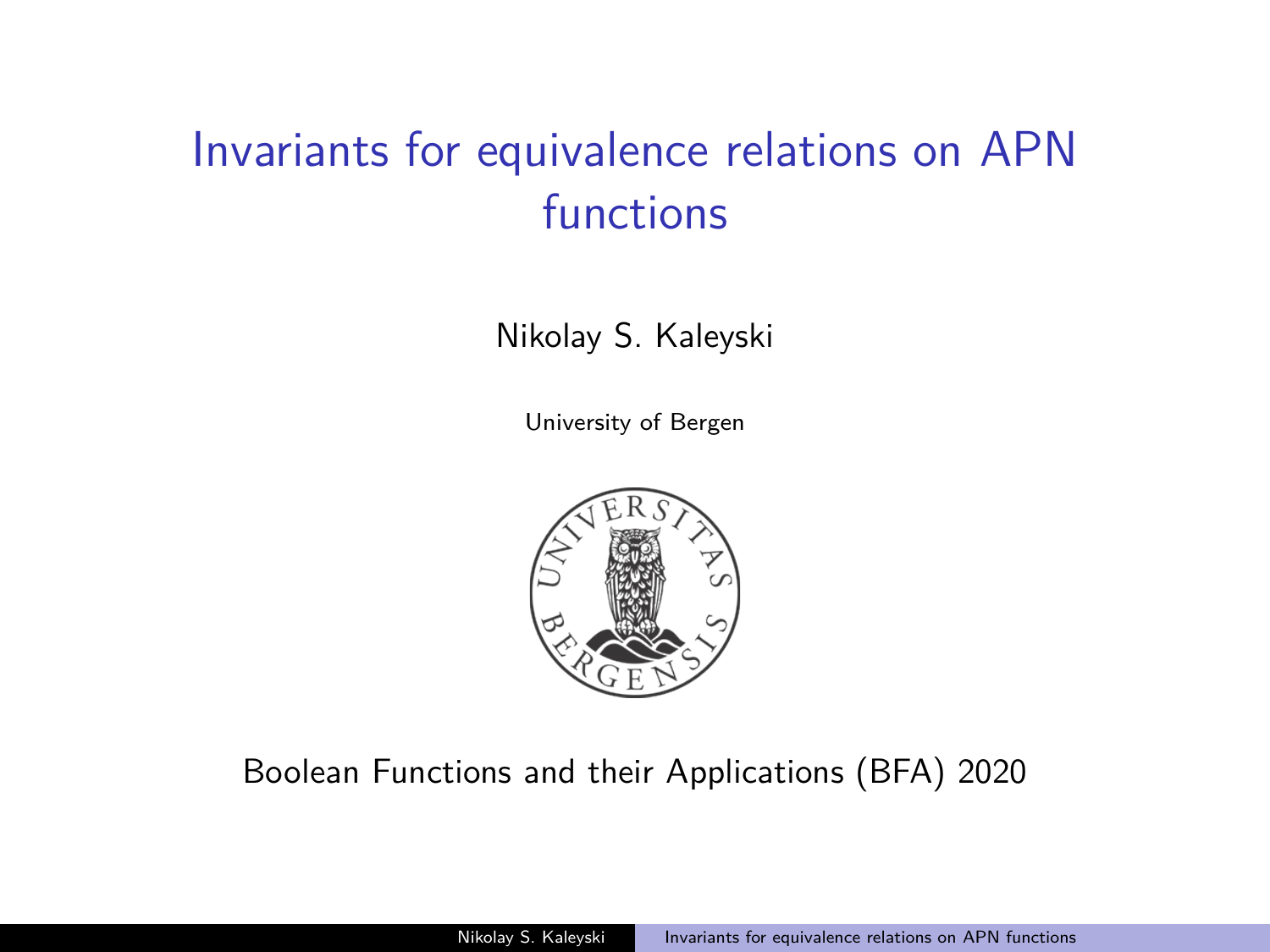# Invariants for equivalence relations on APN functions

Nikolay S. Kaleyski

University of Bergen

Boolean Functions and their Applications (BFA) 2020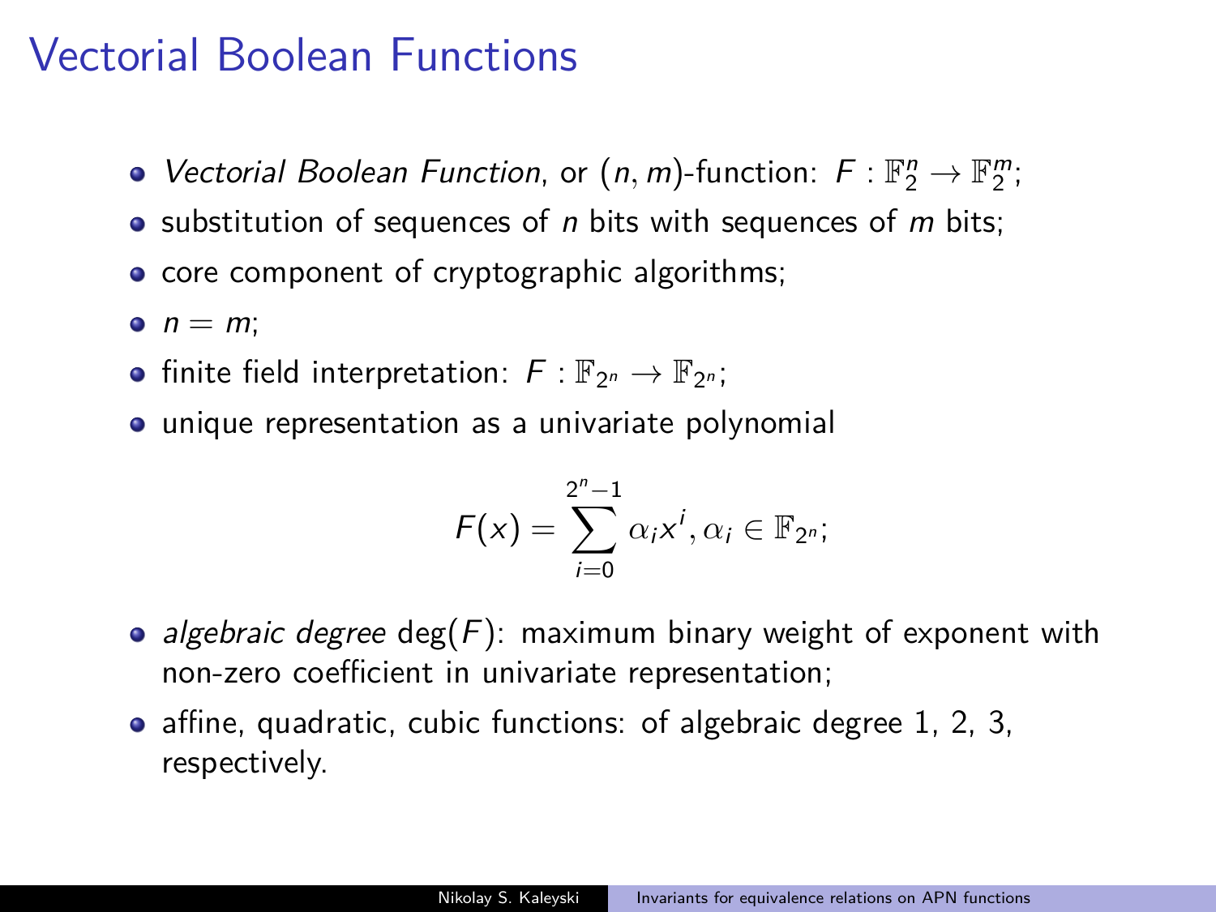# Vectorial Boolean Functions

- *Vectorial Boolean Function*, or $(n, m)$-function: $F : \mathbb{F}_2^n \to \mathbb{F}_2^m$;
- substitution of sequences of $n$ bits with sequences of $m$ bits;
- core component of cryptographic algorithms;
- $n = m$;
- finite field interpretation: $F : \mathbb{F}_{2^n} \to \mathbb{F}_{2^n}$;
- unique representation as a univariate polynomial

$$F(x) = \sum_{i=0}^{2^n-1} \alpha_i x^i, \alpha_i \in \mathbb{F}_{2^n};$$

- *algebraic degree* $\deg(F)$: maximum binary weight of exponent with non-zero coefficient in univariate representation;
- affine, quadratic, cubic functions: of algebraic degree 1, 2, 3, respectively.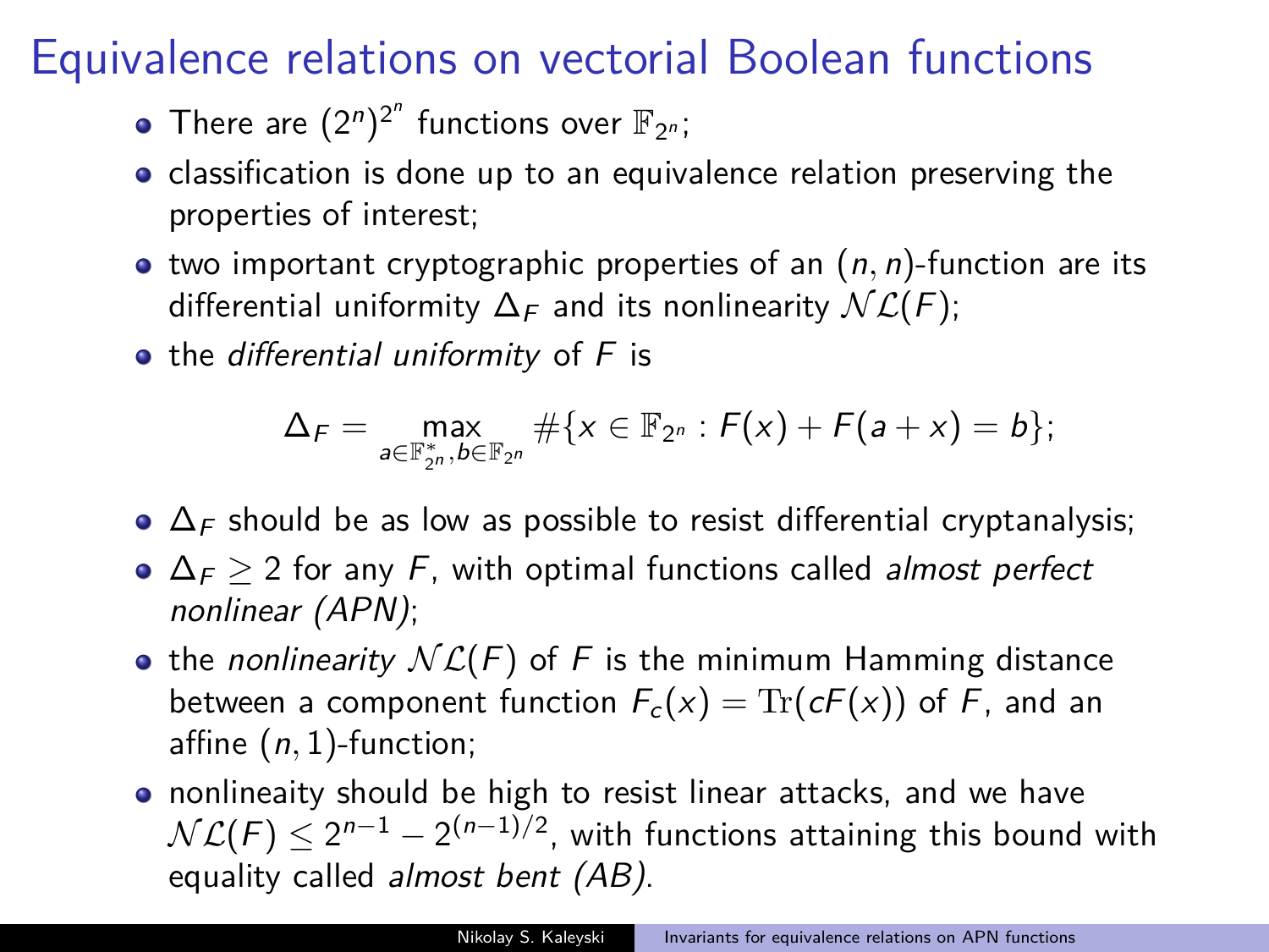# Equivalence relations on vectorial Boolean functions

- There are $(2^n)^{2^n}$ functions over $\mathbb{F}_{2^n}$;
- classification is done up to an equivalence relation preserving the properties of interest;
- two important cryptographic properties of an $(n, n)$-function are its differential uniformity $\Delta_F$ and its nonlinearity $\mathcal{NL}(F)$;
- the *differential uniformity* of $F$ is

$$\Delta_F = \max_{a \in \mathbb{F}_{2^n}^*, b \in \mathbb{F}_{2^n}} \#\{x \in \mathbb{F}_{2^n} : F(x) + F(a + x) = b\};$$

- $\Delta_F$ should be as low as possible to resist differential cryptanalysis;
- $\Delta_F \geq 2$ for any $F$, with optimal functions called *almost perfect nonlinear (APN)*;
- the *nonlinearity* $\mathcal{NL}(F)$ of $F$ is the minimum Hamming distance between a component function $F_c(x) = \mathrm{Tr}(cF(x))$ of $F$, and an affine $(n, 1)$-function;
- nonlineaity should be high to resist linear attacks, and we have $\mathcal{NL}(F) \leq 2^{n-1} - 2^{(n-1)/2}$, with functions attaining this bound with equality called *almost bent (AB)*.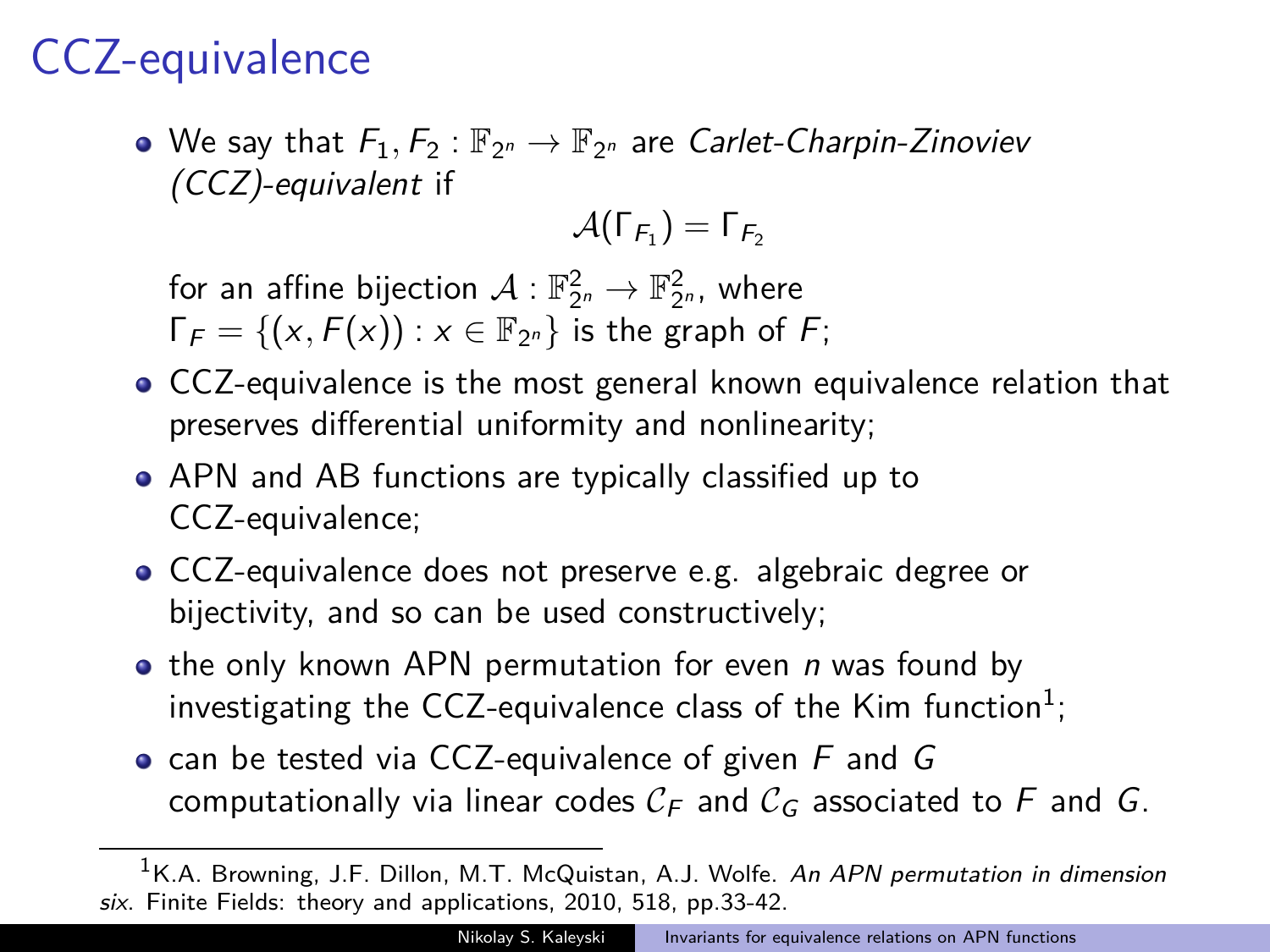# CCZ-equivalence

- We say that $F_1, F_2 : \mathbb{F}_{2^n} \to \mathbb{F}_{2^n}$ are *Carlet-Charpin-Zinoviev (CCZ)-equivalent* if

$$\mathcal{A}(\Gamma_{F_1}) = \Gamma_{F_2}$$

  for an affine bijection $\mathcal{A} : \mathbb{F}_{2^n}^2 \to \mathbb{F}_{2^n}^2$, where $\Gamma_F = \{(x, F(x)) : x \in \mathbb{F}_{2^n}\}$ is the graph of $F$;
- CCZ-equivalence is the most general known equivalence relation that preserves differential uniformity and nonlinearity;
- APN and AB functions are typically classified up to CCZ-equivalence;
- CCZ-equivalence does not preserve e.g. algebraic degree or bijectivity, and so can be used constructively;
- the only known APN permutation for even $n$ was found by investigating the CCZ-equivalence class of the Kim function[1];
- can be tested via CCZ-equivalence of given $F$ and $G$ computationally via linear codes $\mathcal{C}_F$ and $\mathcal{C}_G$ associated to $F$ and $G$.

[1] K.A. Browning, J.F. Dillon, M.T. McQuistan, A.J. Wolfe. *An APN permutation in dimension six*. Finite Fields: theory and applications, 2010, 518, pp.33-42.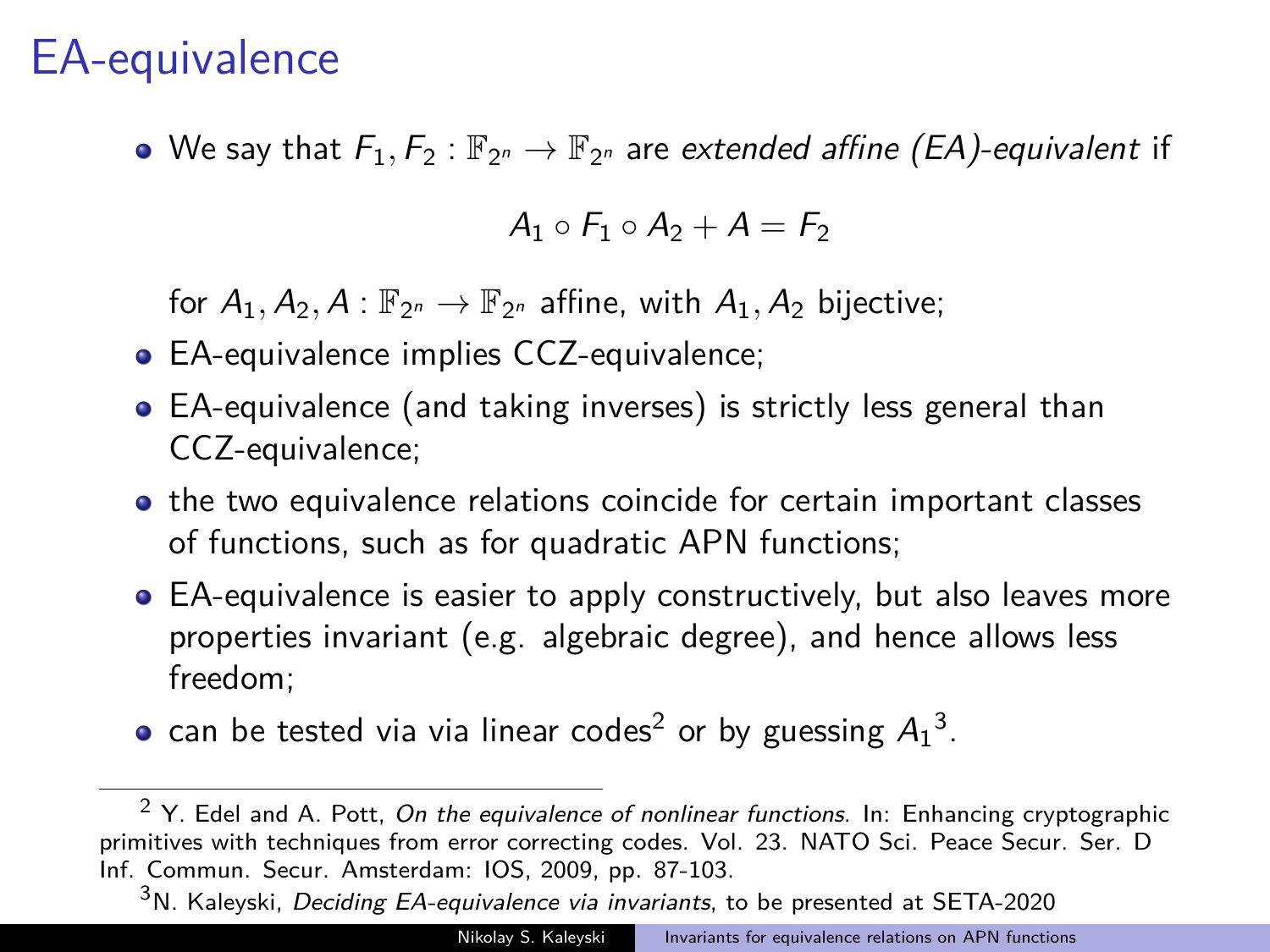# EA-equivalence

- We say that $F_1, F_2 : \mathbb{F}_{2^n} \to \mathbb{F}_{2^n}$ are *extended affine (EA)-equivalent* if

$$A_1 \circ F_1 \circ A_2 + A = F_2$$

  for $A_1, A_2, A : \mathbb{F}_{2^n} \to \mathbb{F}_{2^n}$ affine, with $A_1, A_2$ bijective;
- EA-equivalence implies CCZ-equivalence;
- EA-equivalence (and taking inverses) is strictly less general than CCZ-equivalence;
- the two equivalence relations coincide for certain important classes of functions, such as for quadratic APN functions;
- EA-equivalence is easier to apply constructively, but also leaves more properties invariant (e.g. algebraic degree), and hence allows less freedom;
- can be tested via via linear codes[2] or by guessing $A_1$[3].

---

[2] Y. Edel and A. Pott, *On the equivalence of nonlinear functions*. In: Enhancing cryptographic primitives with techniques from error correcting codes. Vol. 23. NATO Sci. Peace Secur. Ser. D Inf. Commun. Secur. Amsterdam: IOS, 2009, pp. 87-103.

[3] N. Kaleyski, *Deciding EA-equivalence via invariants*, to be presented at SETA-2020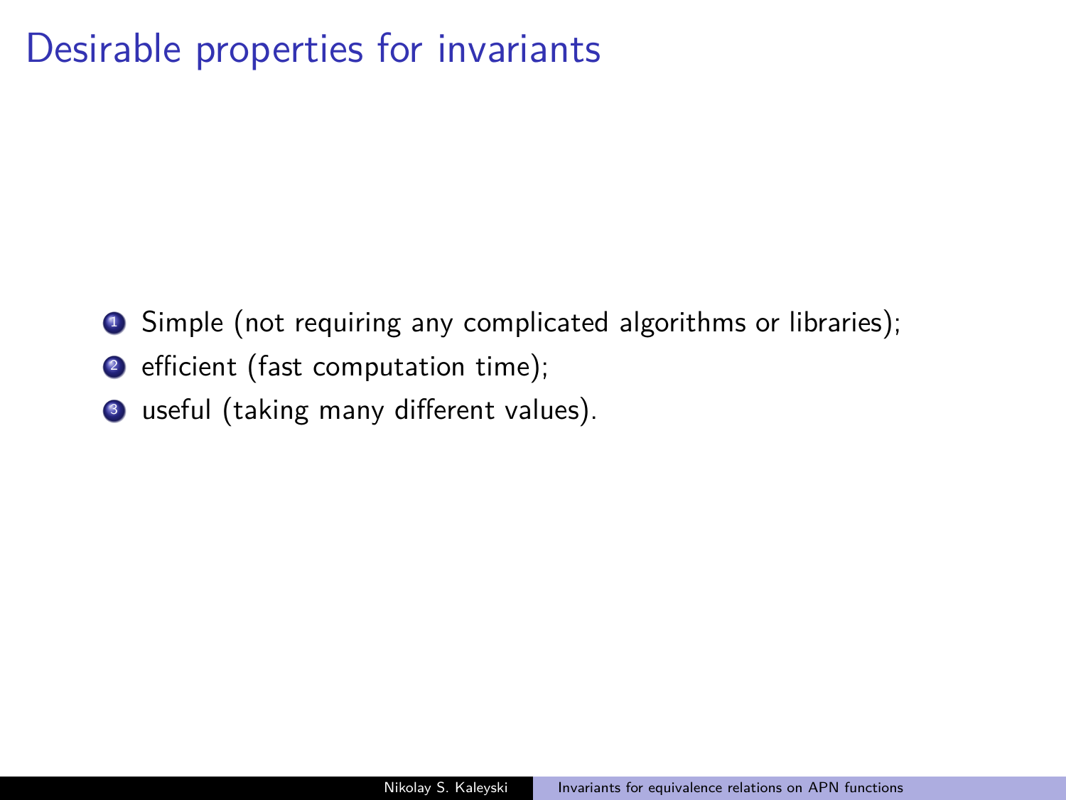# Desirable properties for invariants

1. Simple (not requiring any complicated algorithms or libraries);
2. efficient (fast computation time);
3. useful (taking many different values).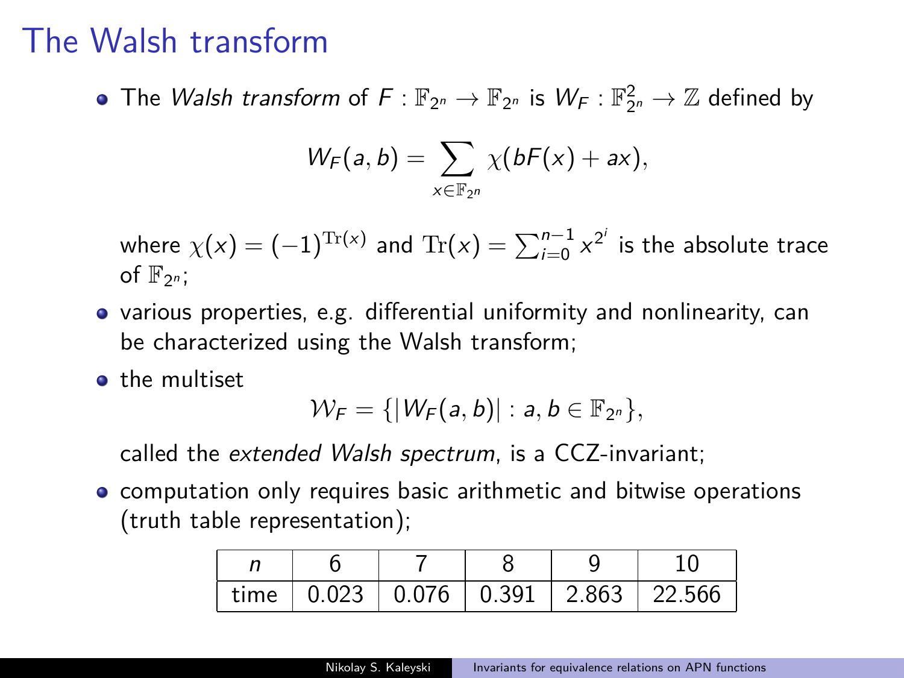# The Walsh transform

- The *Walsh transform* of $F : \mathbb{F}_{2^n} \to \mathbb{F}_{2^n}$ is $W_F : \mathbb{F}_{2^n}^2 \to \mathbb{Z}$ defined by

$$W_F(a, b) = \sum_{x \in \mathbb{F}_{2^n}} \chi(bF(x) + ax),$$

  where $\chi(x) = (-1)^{\mathrm{Tr}(x)}$ and $\mathrm{Tr}(x) = \sum_{i=0}^{n-1} x^{2^i}$ is the absolute trace of $\mathbb{F}_{2^n}$;

- various properties, e.g. differential uniformity and nonlinearity, can be characterized using the Walsh transform;

- the multiset

$$\mathcal{W}_F = \{|W_F(a, b)| : a, b \in \mathbb{F}_{2^n}\},$$

  called the *extended Walsh spectrum*, is a CCZ-invariant;

- computation only requires basic arithmetic and bitwise operations (truth table representation);

| $n$ | 6 | 7 | 8 | 9 | 10 |
|---|---|---|---|---|---|
| time | 0.023 | 0.076 | 0.391 | 2.863 | 22.566 |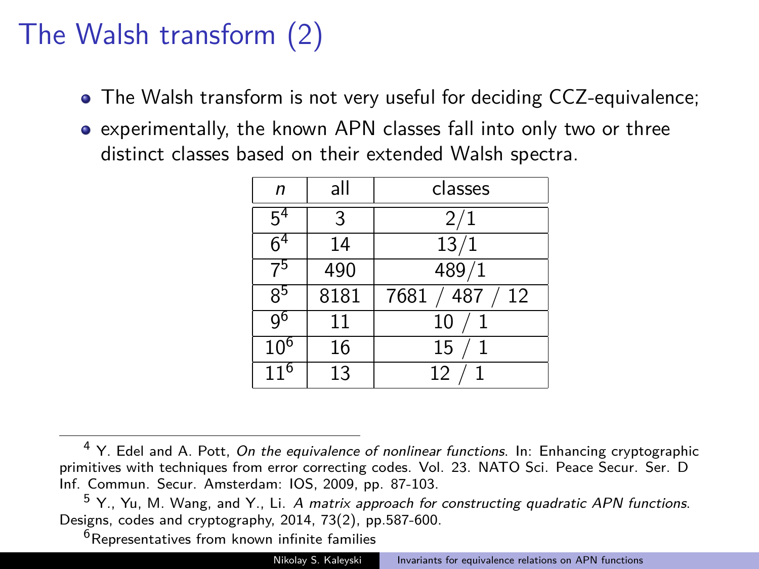# The Walsh transform (2)

- The Walsh transform is not very useful for deciding CCZ-equivalence;
- experimentally, the known APN classes fall into only two or three distinct classes based on their extended Walsh spectra.

| $n$ | all | classes |
|---|---|---|
| 5[4] | 3 | 2/1 |
| 6[4] | 14 | 13/1 |
| 7[5] | 490 | 489/1 |
| 8[5] | 8181 | 7681 / 487 / 12 |
| 9[6] | 11 | 10 / 1 |
| 10[6] | 16 | 15 / 1 |
| 11[6] | 13 | 12 / 1 |

---

[4] Y. Edel and A. Pott, *On the equivalence of nonlinear functions*. In: Enhancing cryptographic primitives with techniques from error correcting codes. Vol. 23. NATO Sci. Peace Secur. Ser. D Inf. Commun. Secur. Amsterdam: IOS, 2009, pp. 87-103.

[5] Y., Yu, M. Wang, and Y., Li. *A matrix approach for constructing quadratic APN functions*. Designs, codes and cryptography, 2014, 73(2), pp.587-600.

[6] Representatives from known infinite families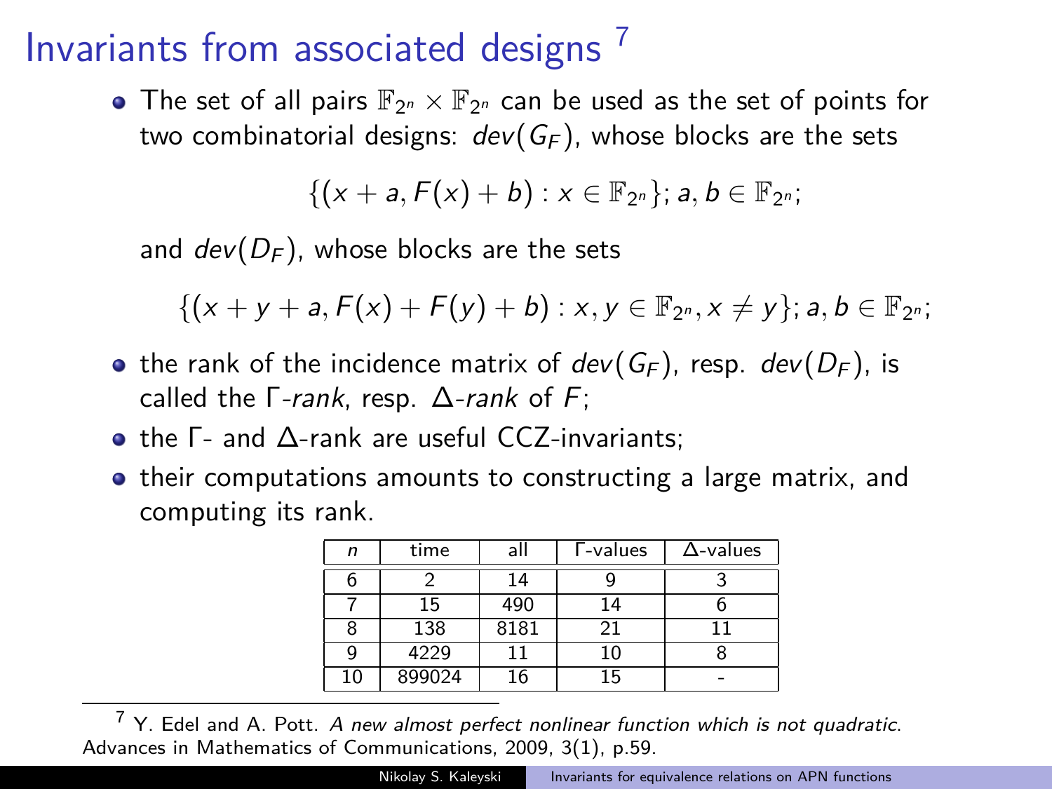# Invariants from associated designs [7]

- The set of all pairs $\mathbb{F}_{2^n} \times \mathbb{F}_{2^n}$ can be used as the set of points for two combinatorial designs: $dev(G_F)$, whose blocks are the sets

$$\{(x + a, F(x) + b) : x \in \mathbb{F}_{2^n}\}; a, b \in \mathbb{F}_{2^n};$$

  and $dev(D_F)$, whose blocks are the sets

$$\{(x + y + a, F(x) + F(y) + b) : x, y \in \mathbb{F}_{2^n}, x \neq y\}; a, b \in \mathbb{F}_{2^n};$$

- the rank of the incidence matrix of $dev(G_F)$, resp. $dev(D_F)$, is called the $\Gamma$-*rank*, resp. $\Delta$-*rank* of $F$;
- the $\Gamma$- and $\Delta$-rank are useful CCZ-invariants;
- their computations amounts to constructing a large matrix, and computing its rank.

| $n$ | time | all | $\Gamma$-values | $\Delta$-values |
|---|---|---|---|---|
| 6 | 2 | 14 | 9 | 3 |
| 7 | 15 | 490 | 14 | 6 |
| 8 | 138 | 8181 | 21 | 11 |
| 9 | 4229 | 11 | 10 | 8 |
| 10 | 899024 | 16 | 15 | - |

[7] Y. Edel and A. Pott. *A new almost perfect nonlinear function which is not quadratic*. Advances in Mathematics of Communications, 2009, 3(1), p.59.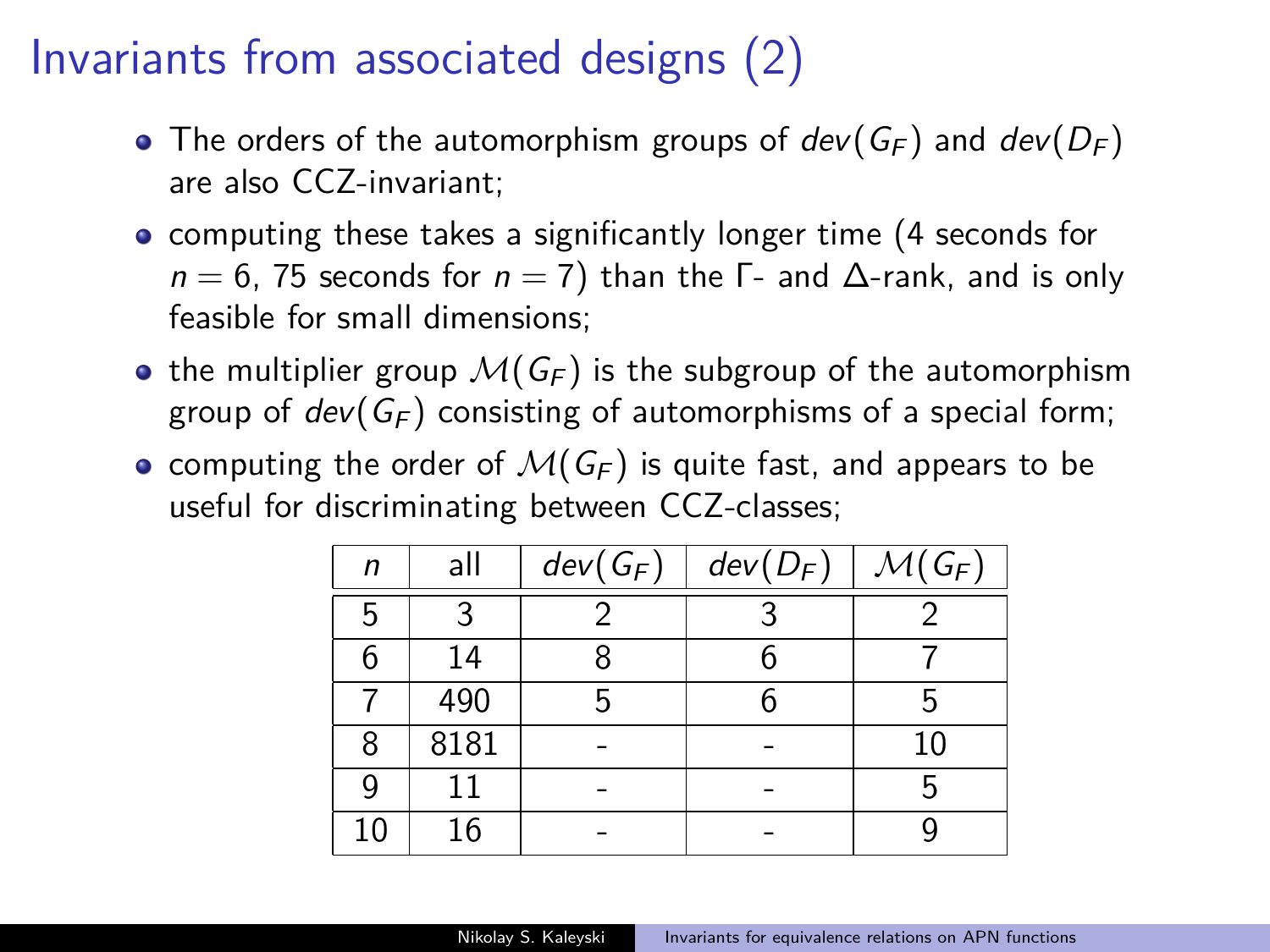# Invariants from associated designs (2)

- The orders of the automorphism groups of $dev(G_F)$ and $dev(D_F)$ are also CCZ-invariant;
- computing these takes a significantly longer time (4 seconds for $n = 6$, 75 seconds for $n = 7$) than the $\Gamma$- and $\Delta$-rank, and is only feasible for small dimensions;
- the multiplier group $\mathcal{M}(G_F)$ is the subgroup of the automorphism group of $dev(G_F)$ consisting of automorphisms of a special form;
- computing the order of $\mathcal{M}(G_F)$ is quite fast, and appears to be useful for discriminating between CCZ-classes;

| $n$ | all | $dev(G_F)$ | $dev(D_F)$ | $\mathcal{M}(G_F)$ |
|---|---|---|---|---|
| 5 | 3 | 2 | 3 | 2 |
| 6 | 14 | 8 | 6 | 7 |
| 7 | 490 | 5 | 6 | 5 |
| 8 | 8181 | - | - | 10 |
| 9 | 11 | - | - | 5 |
| 10 | 16 | - | - | 9 |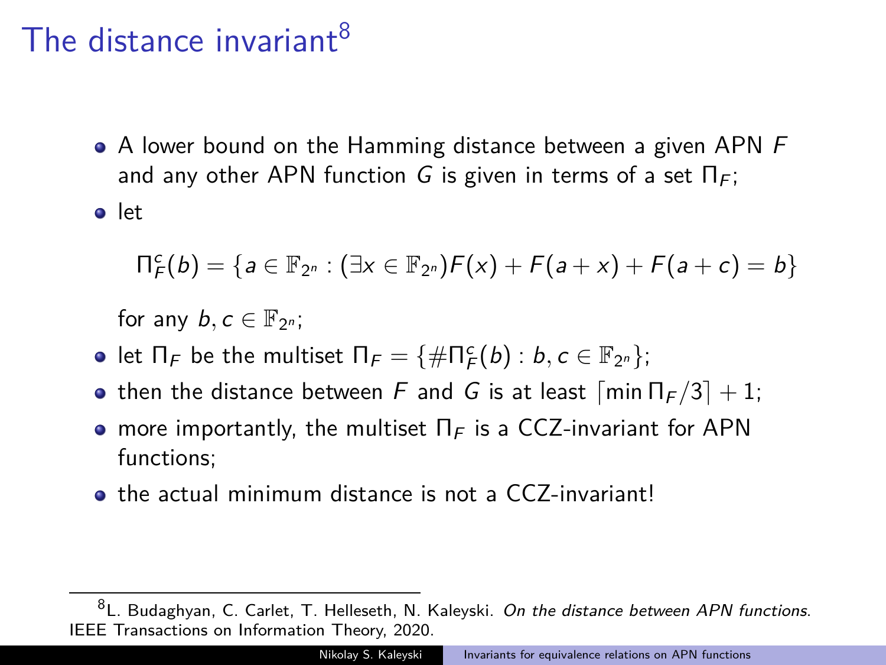# The distance invariant[8]

- A lower bound on the Hamming distance between a given APN $F$ and any other APN function $G$ is given in terms of a set $\Pi_F$;
- let

$$\Pi_F^c(b) = \{a \in \mathbb{F}_{2^n} : (\exists x \in \mathbb{F}_{2^n}) F(x) + F(a+x) + F(a+c) = b\}$$

  for any $b, c \in \mathbb{F}_{2^n}$;
- let $\Pi_F$ be the multiset $\Pi_F = \{\#\Pi_F^c(b) : b, c \in \mathbb{F}_{2^n}\}$;
- then the distance between $F$ and $G$ is at least $\lceil \min \Pi_F / 3 \rceil + 1$;
- more importantly, the multiset $\Pi_F$ is a CCZ-invariant for APN functions;
- the actual minimum distance is not a CCZ-invariant!

[8] L. Budaghyan, C. Carlet, T. Helleseth, N. Kaleyski. *On the distance between APN functions*. IEEE Transactions on Information Theory, 2020.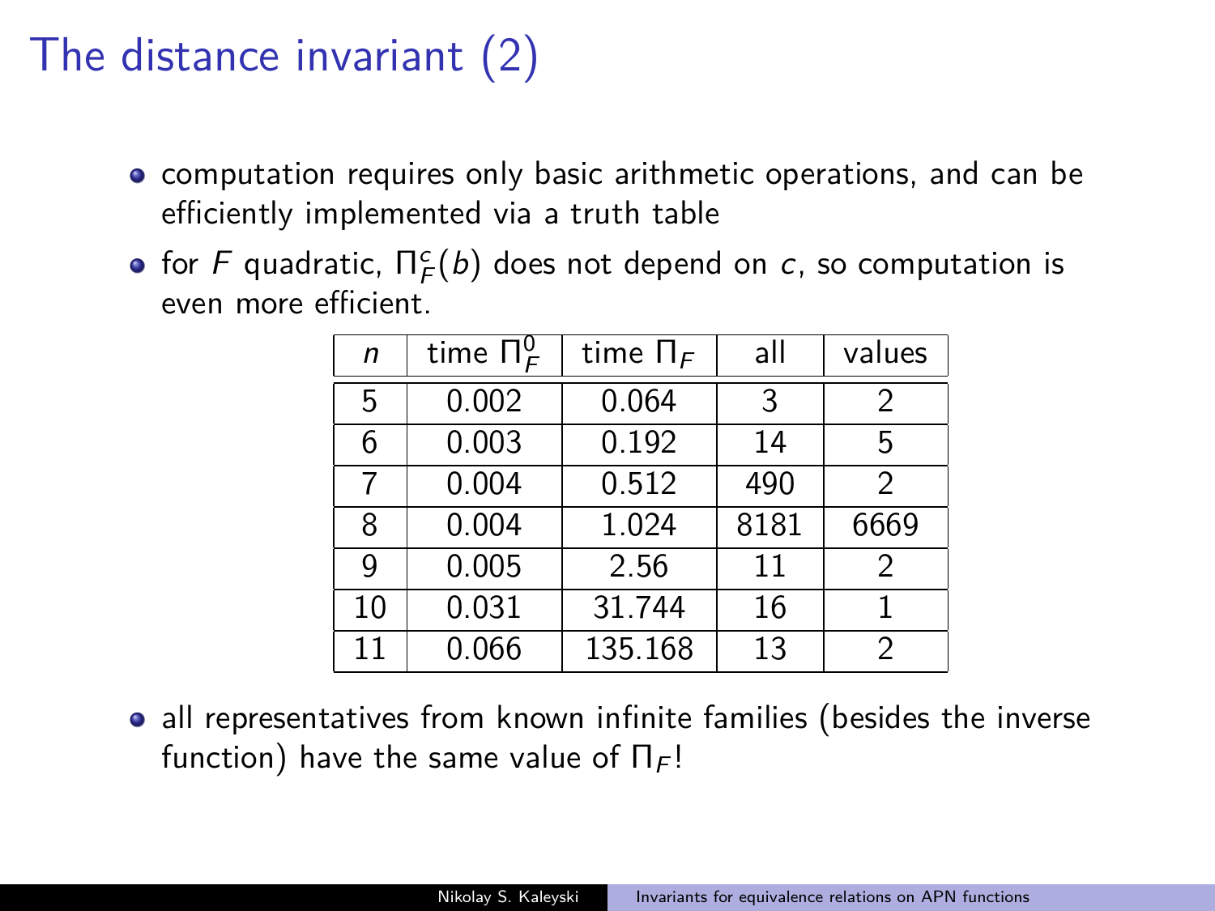# The distance invariant (2)

- computation requires only basic arithmetic operations, and can be efficiently implemented via a truth table
- for $F$ quadratic, $\Pi_F^c(b)$ does not depend on $c$, so computation is even more efficient.

| $n$ | time $\Pi_F^0$ | time $\Pi_F$ | all | values |
|---|---|---|---|---|
| 5 | 0.002 | 0.064 | 3 | 2 |
| 6 | 0.003 | 0.192 | 14 | 5 |
| 7 | 0.004 | 0.512 | 490 | 2 |
| 8 | 0.004 | 1.024 | 8181 | 6669 |
| 9 | 0.005 | 2.56 | 11 | 2 |
| 10 | 0.031 | 31.744 | 16 | 1 |
| 11 | 0.066 | 135.168 | 13 | 2 |

- all representatives from known infinite families (besides the inverse function) have the same value of $\Pi_F$!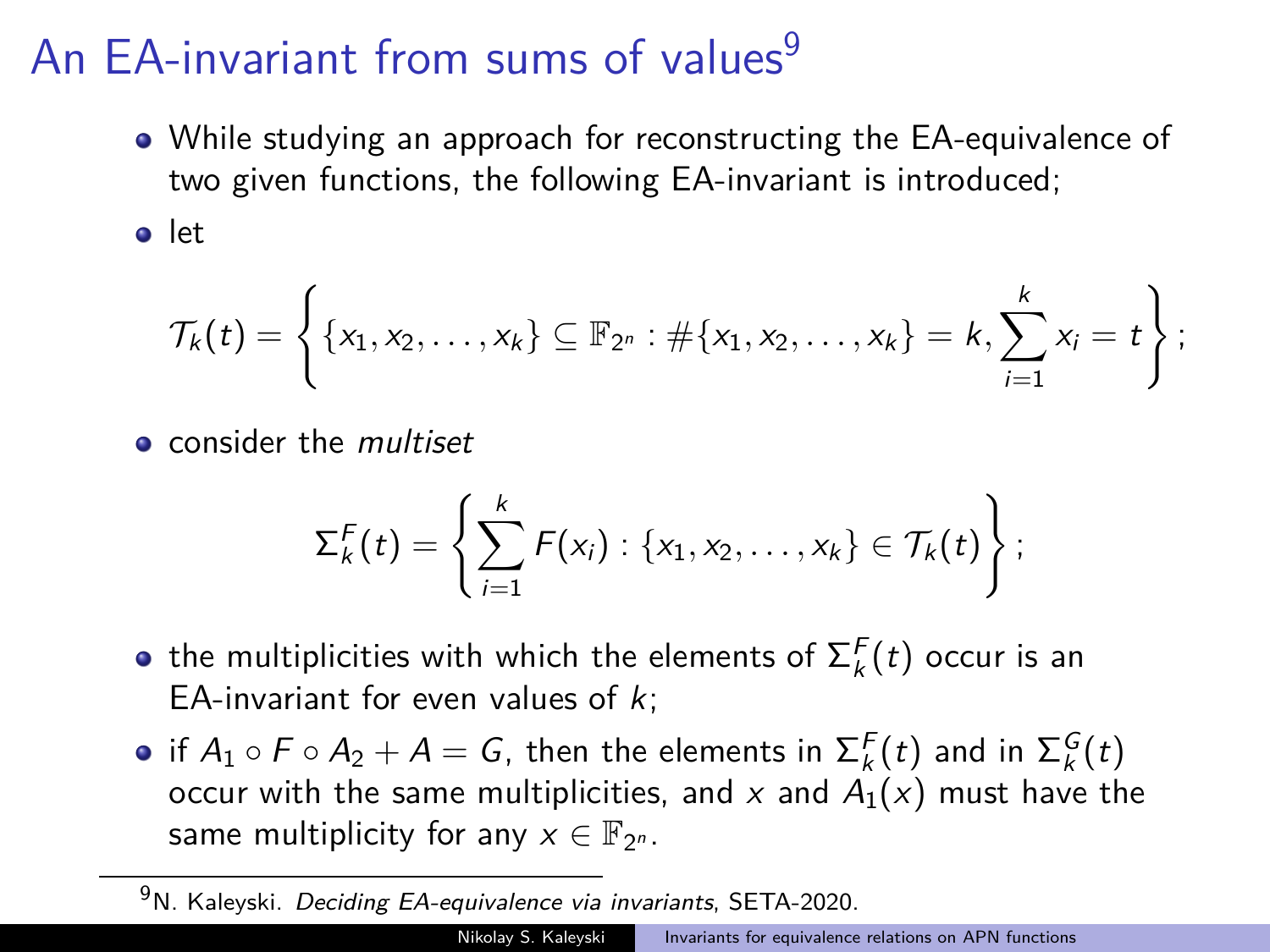# An EA-invariant from sums of values[9]

- While studying an approach for reconstructing the EA-equivalence of two given functions, the following EA-invariant is introduced;
- let

$$\mathcal{T}_k(t) = \left\{ \{x_1, x_2, \ldots, x_k\} \subseteq \mathbb{F}_{2^n} : \#\{x_1, x_2, \ldots, x_k\} = k, \sum_{i=1}^{k} x_i = t \right\};$$

- consider the *multiset*

$$\Sigma_k^F(t) = \left\{ \sum_{i=1}^{k} F(x_i) : \{x_1, x_2, \ldots, x_k\} \in \mathcal{T}_k(t) \right\};$$

- the multiplicities with which the elements of $\Sigma_k^F(t)$ occur is an EA-invariant for even values of $k$;
- if $A_1 \circ F \circ A_2 + A = G$, then the elements in $\Sigma_k^F(t)$ and in $\Sigma_k^G(t)$ occur with the same multiplicities, and $x$ and $A_1(x)$ must have the same multiplicity for any $x \in \mathbb{F}_{2^n}$.

[9] N. Kaleyski. *Deciding EA-equivalence via invariants*, SETA-2020.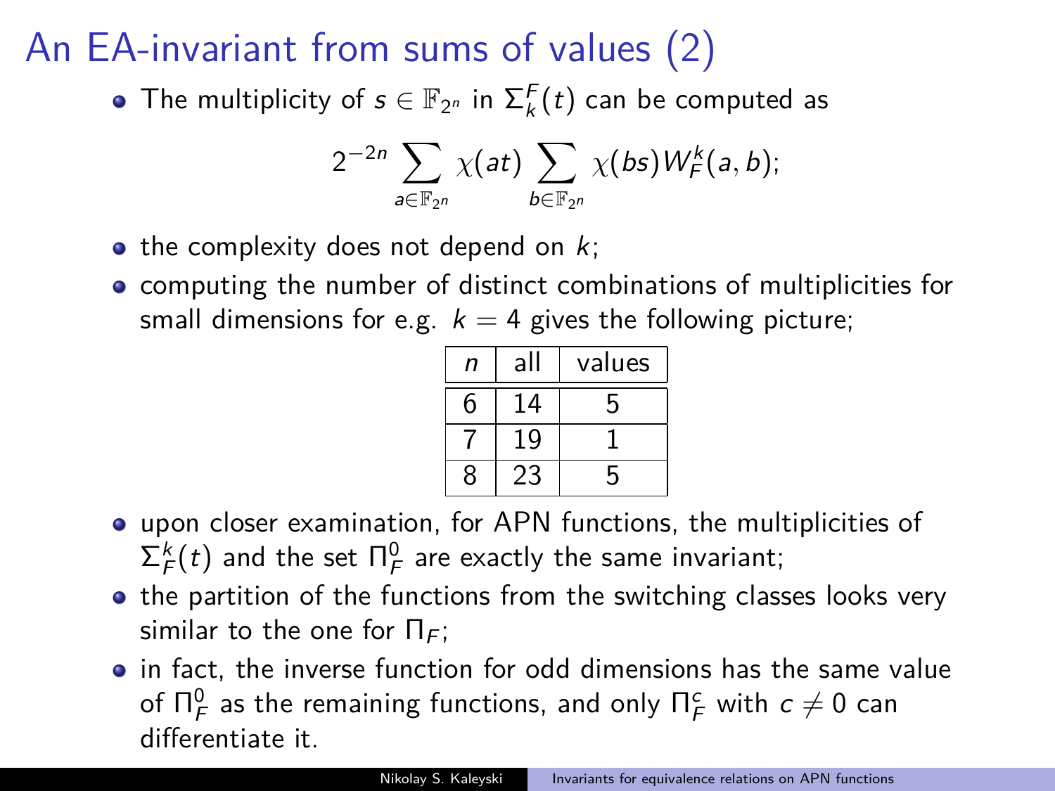# An EA-invariant from sums of values (2)

- The multiplicity of $s \in \mathbb{F}_{2^n}$ in $\Sigma_k^F(t)$ can be computed as

$$2^{-2n} \sum_{a \in \mathbb{F}_{2^n}} \chi(at) \sum_{b \in \mathbb{F}_{2^n}} \chi(bs) W_F^k(a,b);$$

- the complexity does not depend on $k$;
- computing the number of distinct combinations of multiplicities for small dimensions for e.g. $k = 4$ gives the following picture;

| $n$ | all | values |
|---|---|---|
| 6 | 14 | 5 |
| 7 | 19 | 1 |
| 8 | 23 | 5 |

- upon closer examination, for APN functions, the multiplicities of $\Sigma_F^k(t)$ and the set $\Pi_F^0$ are exactly the same invariant;
- the partition of the functions from the switching classes looks very similar to the one for $\Pi_F$;
- in fact, the inverse function for odd dimensions has the same value of $\Pi_F^0$ as the remaining functions, and only $\Pi_F^c$ with $c \neq 0$ can differentiate it.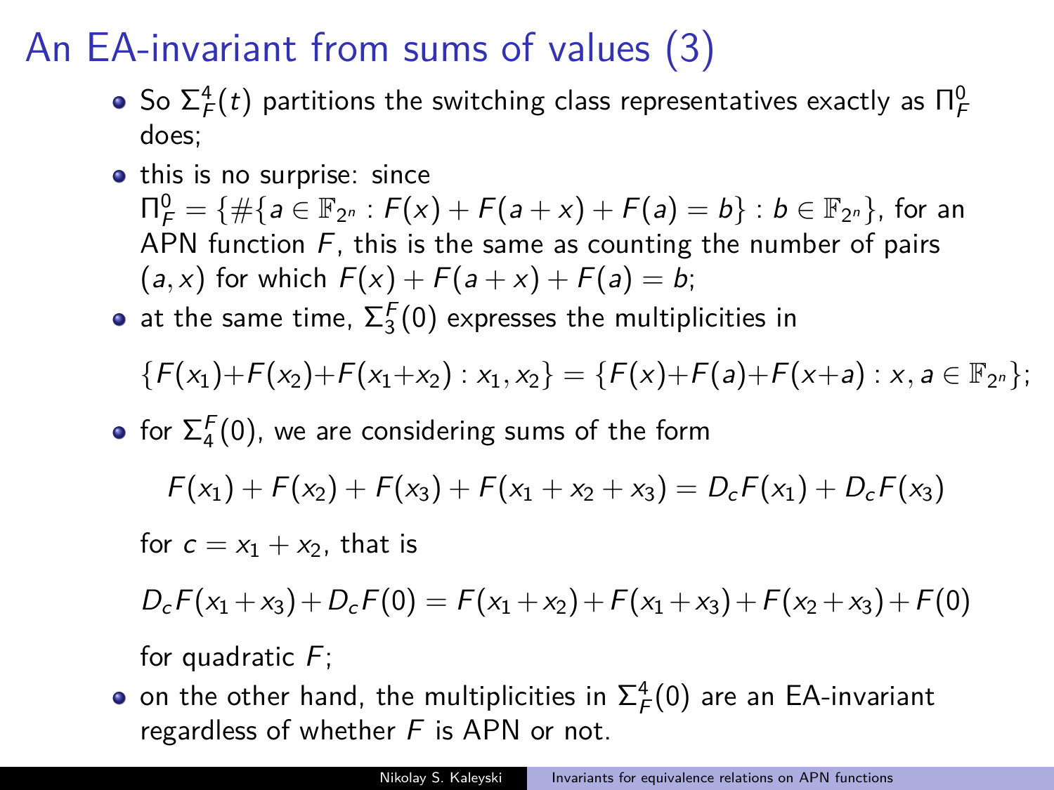# An EA-invariant from sums of values (3)

- So $\Sigma_F^4(t)$ partitions the switching class representatives exactly as $\Pi_F^0$ does;
- this is no surprise: since $\Pi_F^0 = \{\#\{a \in \mathbb{F}_{2^n} : F(x) + F(a+x) + F(a) = b\} : b \in \mathbb{F}_{2^n}\}$, for an APN function $F$, this is the same as counting the number of pairs $(a, x)$ for which $F(x) + F(a+x) + F(a) = b$;
- at the same time, $\Sigma_3^F(0)$ expresses the multiplicities in

  $$\{F(x_1)+F(x_2)+F(x_1+x_2) : x_1, x_2\} = \{F(x)+F(a)+F(x+a) : x, a \in \mathbb{F}_{2^n}\};$$

- for $\Sigma_4^F(0)$, we are considering sums of the form

  $$F(x_1) + F(x_2) + F(x_3) + F(x_1 + x_2 + x_3) = D_cF(x_1) + D_cF(x_3)$$

  for $c = x_1 + x_2$, that is

  $$D_cF(x_1 + x_3) + D_cF(0) = F(x_1 + x_2) + F(x_1 + x_3) + F(x_2 + x_3) + F(0)$$

  for quadratic $F$;
- on the other hand, the multiplicities in $\Sigma_F^4(0)$ are an EA-invariant regardless of whether $F$ is APN or not.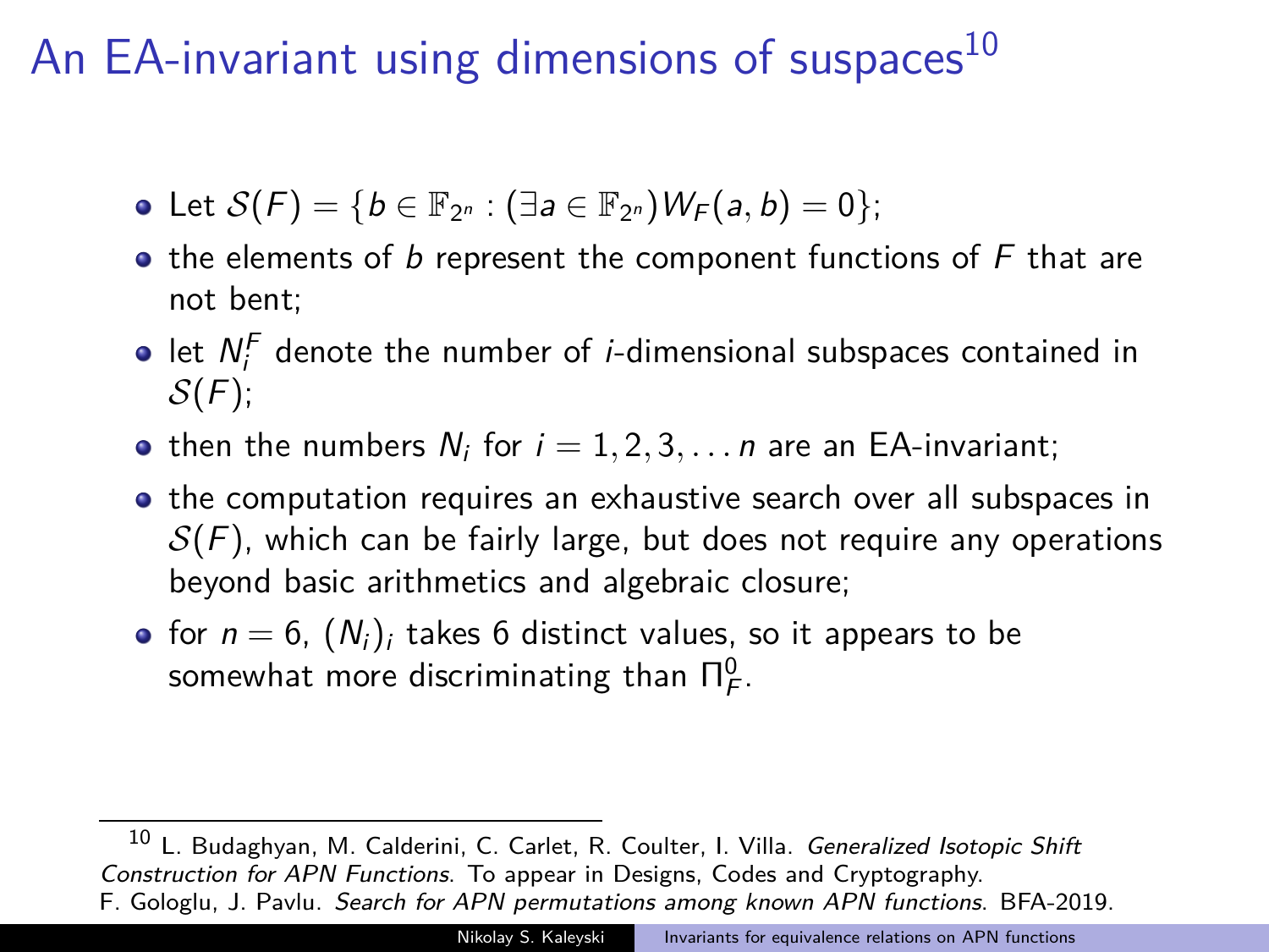# An EA-invariant using dimensions of suspaces[10]

- Let $\mathcal{S}(F) = \{b \in \mathbb{F}_{2^n} : (\exists a \in \mathbb{F}_{2^n}) W_F(a, b) = 0\}$;
- the elements of $b$ represent the component functions of $F$ that are not bent;
- let $N_i^F$ denote the number of $i$-dimensional subspaces contained in $\mathcal{S}(F)$;
- then the numbers $N_i$ for $i = 1, 2, 3, \ldots n$ are an EA-invariant;
- the computation requires an exhaustive search over all subspaces in $\mathcal{S}(F)$, which can be fairly large, but does not require any operations beyond basic arithmetics and algebraic closure;
- for $n = 6$, $(N_i)_i$ takes 6 distinct values, so it appears to be somewhat more discriminating than $\Pi_F^0$.

---

[10] L. Budaghyan, M. Calderini, C. Carlet, R. Coulter, I. Villa. *Generalized Isotopic Shift Construction for APN Functions*. To appear in Designs, Codes and Cryptography.
F. Gologlu, J. Pavlu. *Search for APN permutations among known APN functions*. BFA-2019.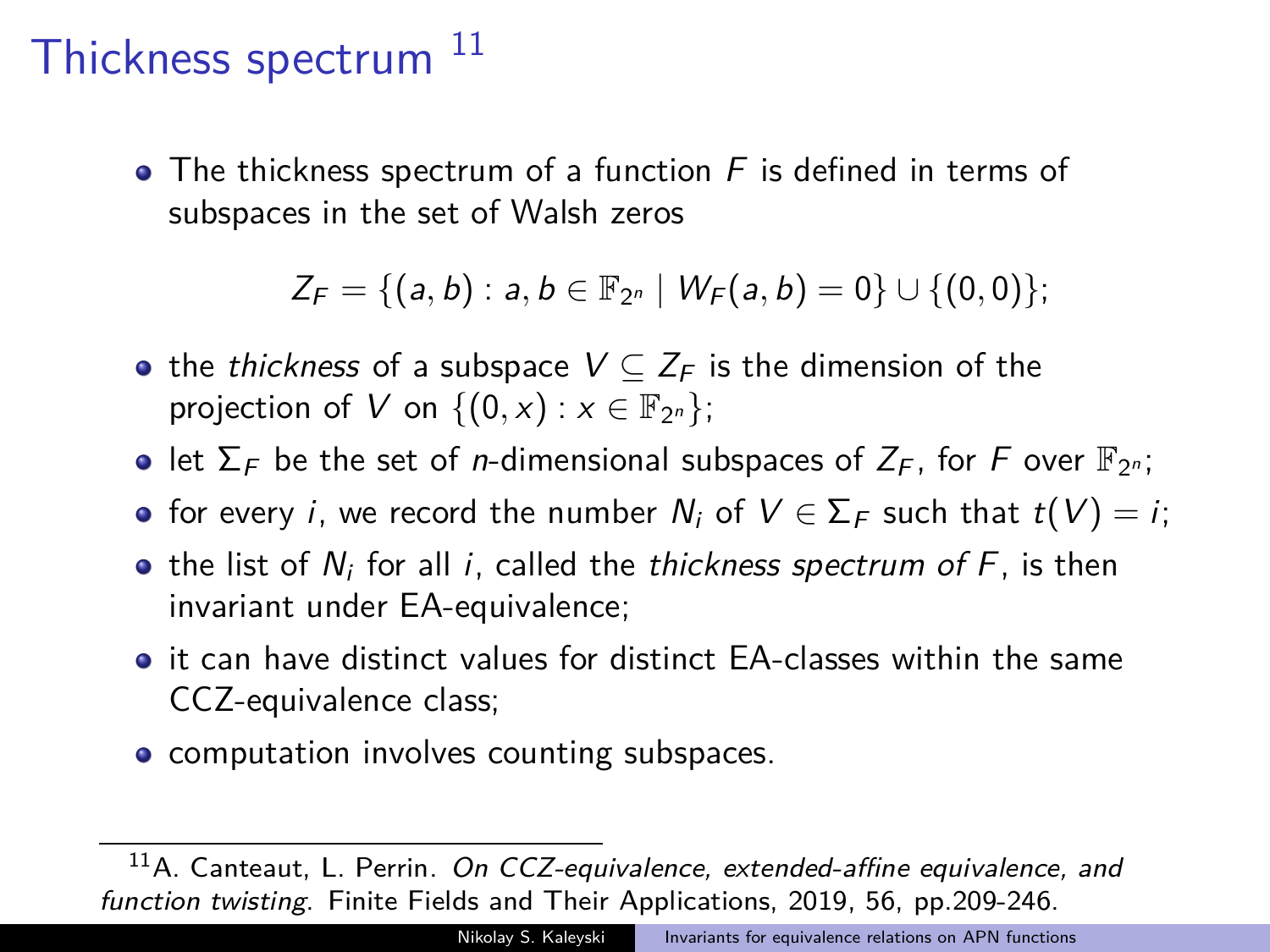# Thickness spectrum [11]

- The thickness spectrum of a function $F$ is defined in terms of subspaces in the set of Walsh zeros

$$Z_F = \{(a,b) : a,b \in \mathbb{F}_{2^n} \mid W_F(a,b) = 0\} \cup \{(0,0)\};$$

- the *thickness* of a subspace $V \subseteq Z_F$ is the dimension of the projection of $V$ on $\{(0,x) : x \in \mathbb{F}_{2^n}\}$;
- let $\Sigma_F$ be the set of $n$-dimensional subspaces of $Z_F$, for $F$ over $\mathbb{F}_{2^n}$;
- for every $i$, we record the number $N_i$ of $V \in \Sigma_F$ such that $t(V) = i$;
- the list of $N_i$ for all $i$, called the *thickness spectrum of $F$*, is then invariant under EA-equivalence;
- it can have distinct values for distinct EA-classes within the same CCZ-equivalence class;
- computation involves counting subspaces.

[11] A. Canteaut, L. Perrin. *On CCZ-equivalence, extended-affine equivalence, and function twisting*. Finite Fields and Their Applications, 2019, 56, pp.209-246.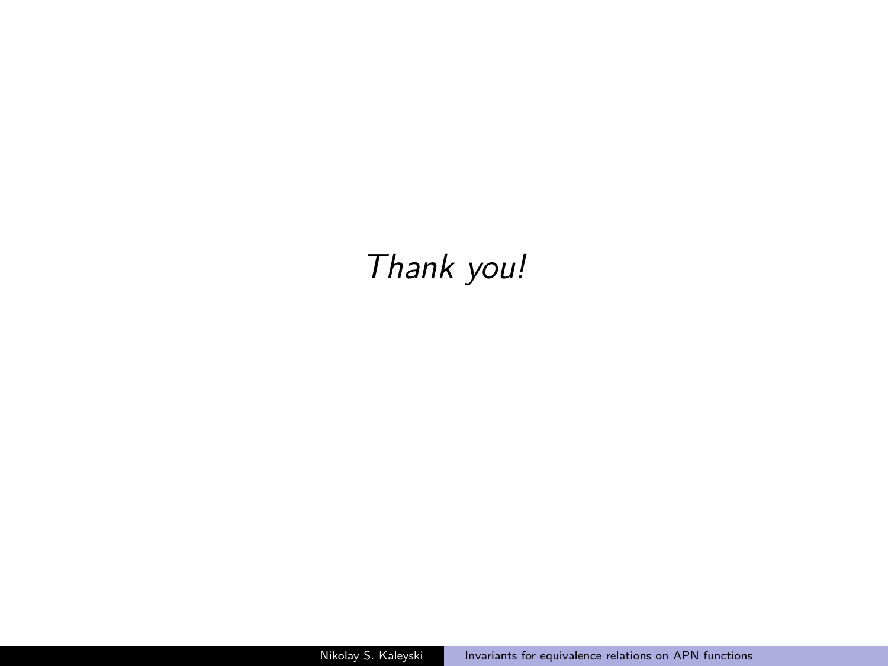*Thank you!*